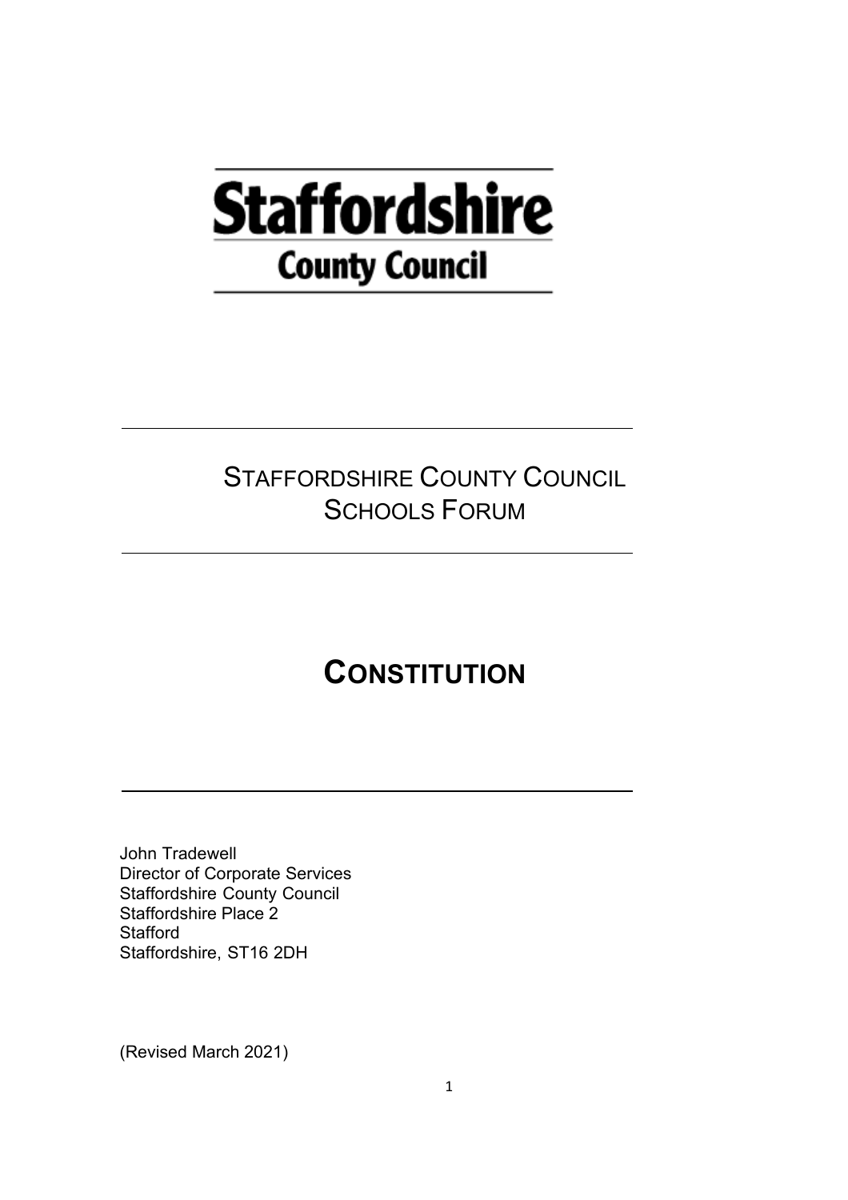# Staffordshire County Council

## STAFFORDSHIRE COUNTY COUNCIL SCHOOLS FORUM

# CONSTITUTION

John Tradewell
Director of Corporate Services
Staffordshire County Council
Staffordshire Place 2
Stafford
Staffordshire, ST16 2DH

(Revised March 2021)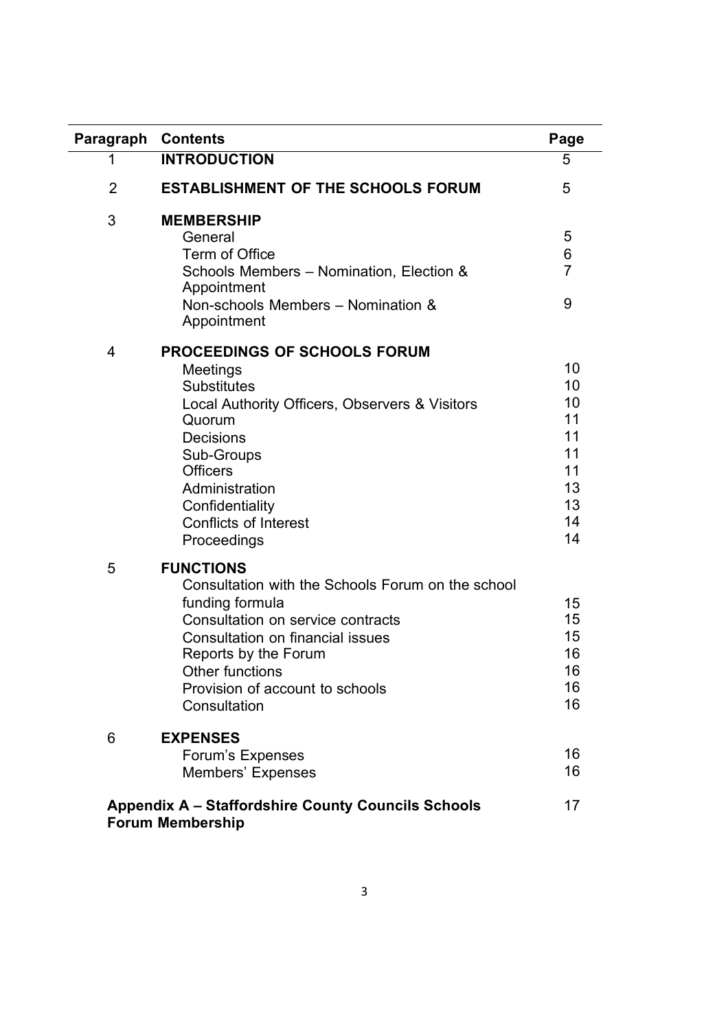| Paragraph | Contents | Page |
|---|---|---|
| 1 | **INTRODUCTION** | 5 |
| 2 | **ESTABLISHMENT OF THE SCHOOLS FORUM** | 5 |
| 3 | **MEMBERSHIP** | |
| | General | 5 |
| | Term of Office | 6 |
| | Schools Members – Nomination, Election & Appointment | 7 |
| | Non-schools Members – Nomination & Appointment | 9 |
| 4 | **PROCEEDINGS OF SCHOOLS FORUM** | |
| | Meetings | 10 |
| | Substitutes | 10 |
| | Local Authority Officers, Observers & Visitors | 10 |
| | Quorum | 11 |
| | Decisions | 11 |
| | Sub-Groups | 11 |
| | Officers | 11 |
| | Administration | 13 |
| | Confidentiality | 13 |
| | Conflicts of Interest | 14 |
| | Proceedings | 14 |
| 5 | **FUNCTIONS** | |
| | Consultation with the Schools Forum on the school funding formula | 15 |
| | Consultation on service contracts | 15 |
| | Consultation on financial issues | 15 |
| | Reports by the Forum | 16 |
| | Other functions | 16 |
| | Provision of account to schools | 16 |
| | Consultation | 16 |
| 6 | **EXPENSES** | |
| | Forum's Expenses | 16 |
| | Members' Expenses | 16 |
| **Appendix A – Staffordshire County Councils Schools Forum Membership** | | 17 |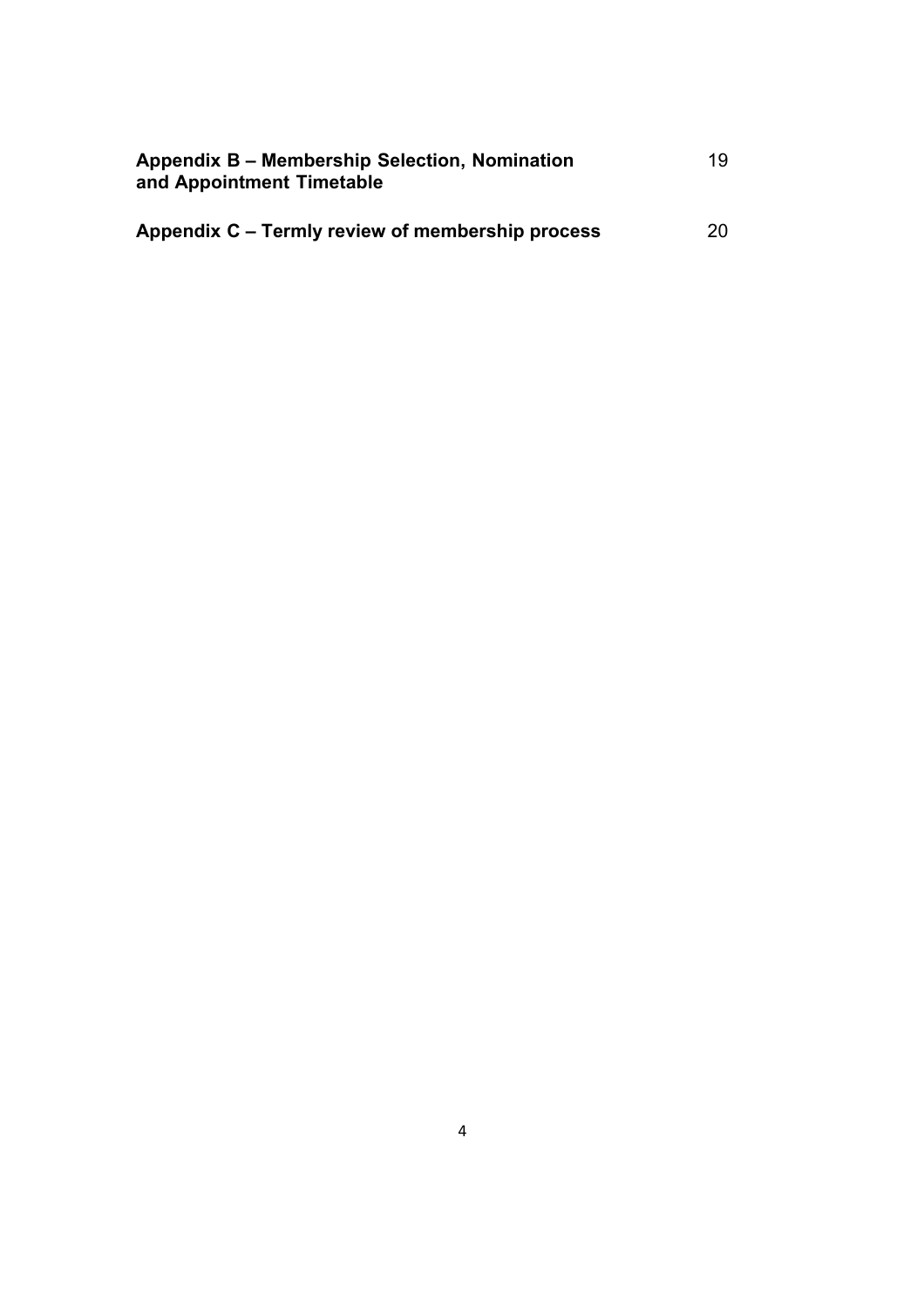| | |
|---|---|
| **Appendix B – Membership Selection, Nomination and Appointment Timetable** | 19 |
| **Appendix C – Termly review of membership process** | 20 |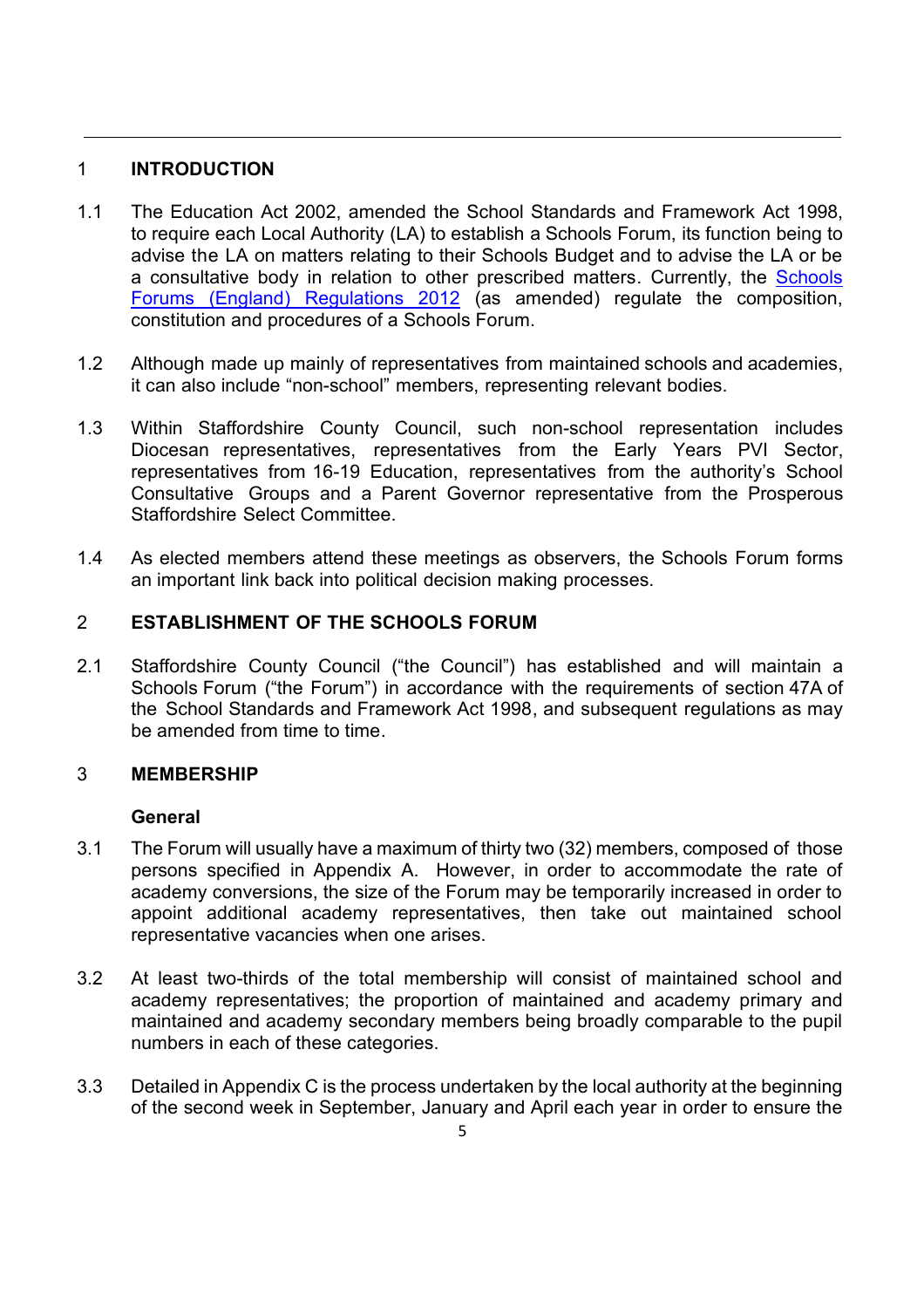## 1 INTRODUCTION

1.1 The Education Act 2002, amended the School Standards and Framework Act 1998, to require each Local Authority (LA) to establish a Schools Forum, its function being to advise the LA on matters relating to their Schools Budget and to advise the LA or be a consultative body in relation to other prescribed matters. Currently, the [Schools Forums (England) Regulations 2012] (as amended) regulate the composition, constitution and procedures of a Schools Forum.

1.2 Although made up mainly of representatives from maintained schools and academies, it can also include "non-school" members, representing relevant bodies.

1.3 Within Staffordshire County Council, such non-school representation includes Diocesan representatives, representatives from the Early Years PVI Sector, representatives from 16-19 Education, representatives from the authority's School Consultative Groups and a Parent Governor representative from the Prosperous Staffordshire Select Committee.

1.4 As elected members attend these meetings as observers, the Schools Forum forms an important link back into political decision making processes.

## 2 ESTABLISHMENT OF THE SCHOOLS FORUM

2.1 Staffordshire County Council ("the Council") has established and will maintain a Schools Forum ("the Forum") in accordance with the requirements of section 47A of the School Standards and Framework Act 1998, and subsequent regulations as may be amended from time to time.

## 3 MEMBERSHIP

### General

3.1 The Forum will usually have a maximum of thirty two (32) members, composed of those persons specified in Appendix A. However, in order to accommodate the rate of academy conversions, the size of the Forum may be temporarily increased in order to appoint additional academy representatives, then take out maintained school representative vacancies when one arises.

3.2 At least two-thirds of the total membership will consist of maintained school and academy representatives; the proportion of maintained and academy primary and maintained and academy secondary members being broadly comparable to the pupil numbers in each of these categories.

3.3 Detailed in Appendix C is the process undertaken by the local authority at the beginning of the second week in September, January and April each year in order to ensure the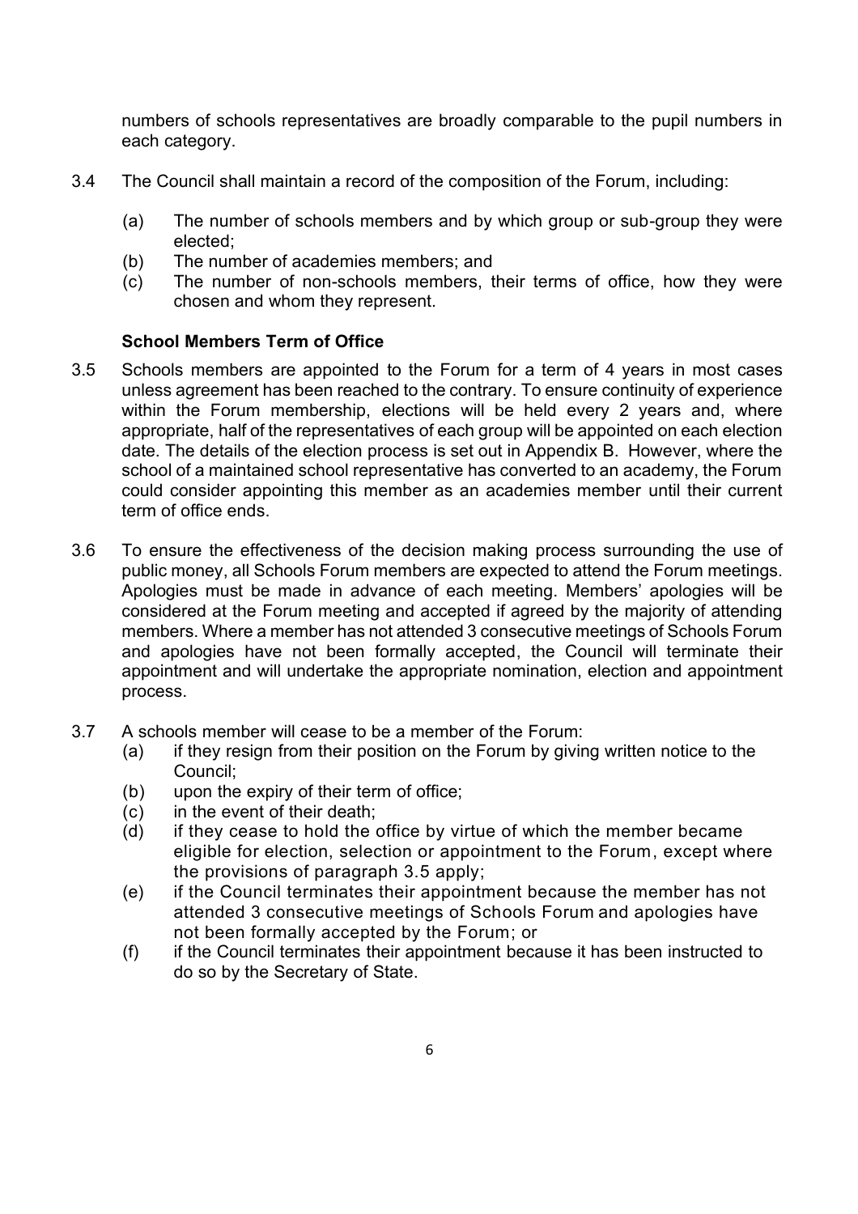numbers of schools representatives are broadly comparable to the pupil numbers in each category.

3.4 The Council shall maintain a record of the composition of the Forum, including:

(a) The number of schools members and by which group or sub-group they were elected;
(b) The number of academies members; and
(c) The number of non-schools members, their terms of office, how they were chosen and whom they represent.

**School Members Term of Office**

3.5 Schools members are appointed to the Forum for a term of 4 years in most cases unless agreement has been reached to the contrary. To ensure continuity of experience within the Forum membership, elections will be held every 2 years and, where appropriate, half of the representatives of each group will be appointed on each election date. The details of the election process is set out in Appendix B. However, where the school of a maintained school representative has converted to an academy, the Forum could consider appointing this member as an academies member until their current term of office ends.

3.6 To ensure the effectiveness of the decision making process surrounding the use of public money, all Schools Forum members are expected to attend the Forum meetings. Apologies must be made in advance of each meeting. Members' apologies will be considered at the Forum meeting and accepted if agreed by the majority of attending members. Where a member has not attended 3 consecutive meetings of Schools Forum and apologies have not been formally accepted, the Council will terminate their appointment and will undertake the appropriate nomination, election and appointment process.

3.7 A schools member will cease to be a member of the Forum:

(a) if they resign from their position on the Forum by giving written notice to the Council;
(b) upon the expiry of their term of office;
(c) in the event of their death;
(d) if they cease to hold the office by virtue of which the member became eligible for election, selection or appointment to the Forum, except where the provisions of paragraph 3.5 apply;
(e) if the Council terminates their appointment because the member has not attended 3 consecutive meetings of Schools Forum and apologies have not been formally accepted by the Forum; or
(f) if the Council terminates their appointment because it has been instructed to do so by the Secretary of State.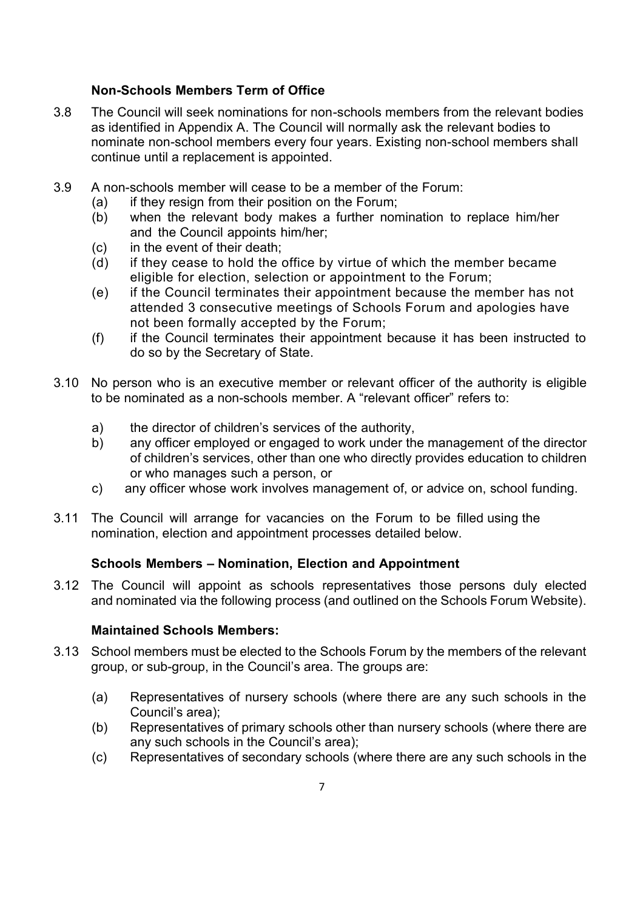### Non-Schools Members Term of Office

3.8 The Council will seek nominations for non-schools members from the relevant bodies as identified in Appendix A. The Council will normally ask the relevant bodies to nominate non-school members every four years. Existing non-school members shall continue until a replacement is appointed.

3.9 A non-schools member will cease to be a member of the Forum:

- (a) if they resign from their position on the Forum;
- (b) when the relevant body makes a further nomination to replace him/her and the Council appoints him/her;
- (c) in the event of their death;
- (d) if they cease to hold the office by virtue of which the member became eligible for election, selection or appointment to the Forum;
- (e) if the Council terminates their appointment because the member has not attended 3 consecutive meetings of Schools Forum and apologies have not been formally accepted by the Forum;
- (f) if the Council terminates their appointment because it has been instructed to do so by the Secretary of State.

3.10 No person who is an executive member or relevant officer of the authority is eligible to be nominated as a non-schools member. A "relevant officer" refers to:

- a) the director of children's services of the authority,
- b) any officer employed or engaged to work under the management of the director of children's services, other than one who directly provides education to children or who manages such a person, or
- c) any officer whose work involves management of, or advice on, school funding.

3.11 The Council will arrange for vacancies on the Forum to be filled using the nomination, election and appointment processes detailed below.

### Schools Members – Nomination, Election and Appointment

3.12 The Council will appoint as schools representatives those persons duly elected and nominated via the following process (and outlined on the Schools Forum Website).

### Maintained Schools Members:

3.13 School members must be elected to the Schools Forum by the members of the relevant group, or sub-group, in the Council's area. The groups are:

- (a) Representatives of nursery schools (where there are any such schools in the Council's area);
- (b) Representatives of primary schools other than nursery schools (where there are any such schools in the Council's area);
- (c) Representatives of secondary schools (where there are any such schools in the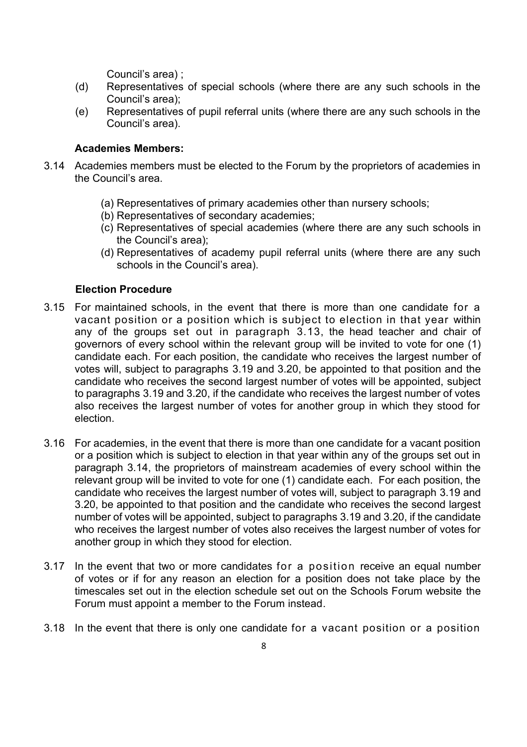Council's area) ;

(d) Representatives of special schools (where there are any such schools in the Council's area);

(e) Representatives of pupil referral units (where there are any such schools in the Council's area).

**Academies Members:**

3.14 Academies members must be elected to the Forum by the proprietors of academies in the Council's area.

(a) Representatives of primary academies other than nursery schools;

(b) Representatives of secondary academies;

(c) Representatives of special academies (where there are any such schools in the Council's area);

(d) Representatives of academy pupil referral units (where there are any such schools in the Council's area).

**Election Procedure**

3.15 For maintained schools, in the event that there is more than one candidate for a vacant position or a position which is subject to election in that year within any of the groups set out in paragraph 3.13, the head teacher and chair of governors of every school within the relevant group will be invited to vote for one (1) candidate each. For each position, the candidate who receives the largest number of votes will, subject to paragraphs 3.19 and 3.20, be appointed to that position and the candidate who receives the second largest number of votes will be appointed, subject to paragraphs 3.19 and 3.20, if the candidate who receives the largest number of votes also receives the largest number of votes for another group in which they stood for election.

3.16 For academies, in the event that there is more than one candidate for a vacant position or a position which is subject to election in that year within any of the groups set out in paragraph 3.14, the proprietors of mainstream academies of every school within the relevant group will be invited to vote for one (1) candidate each. For each position, the candidate who receives the largest number of votes will, subject to paragraph 3.19 and 3.20, be appointed to that position and the candidate who receives the second largest number of votes will be appointed, subject to paragraphs 3.19 and 3.20, if the candidate who receives the largest number of votes also receives the largest number of votes for another group in which they stood for election.

3.17 In the event that two or more candidates for a position receive an equal number of votes or if for any reason an election for a position does not take place by the timescales set out in the election schedule set out on the Schools Forum website the Forum must appoint a member to the Forum instead.

3.18 In the event that there is only one candidate for a vacant position or a position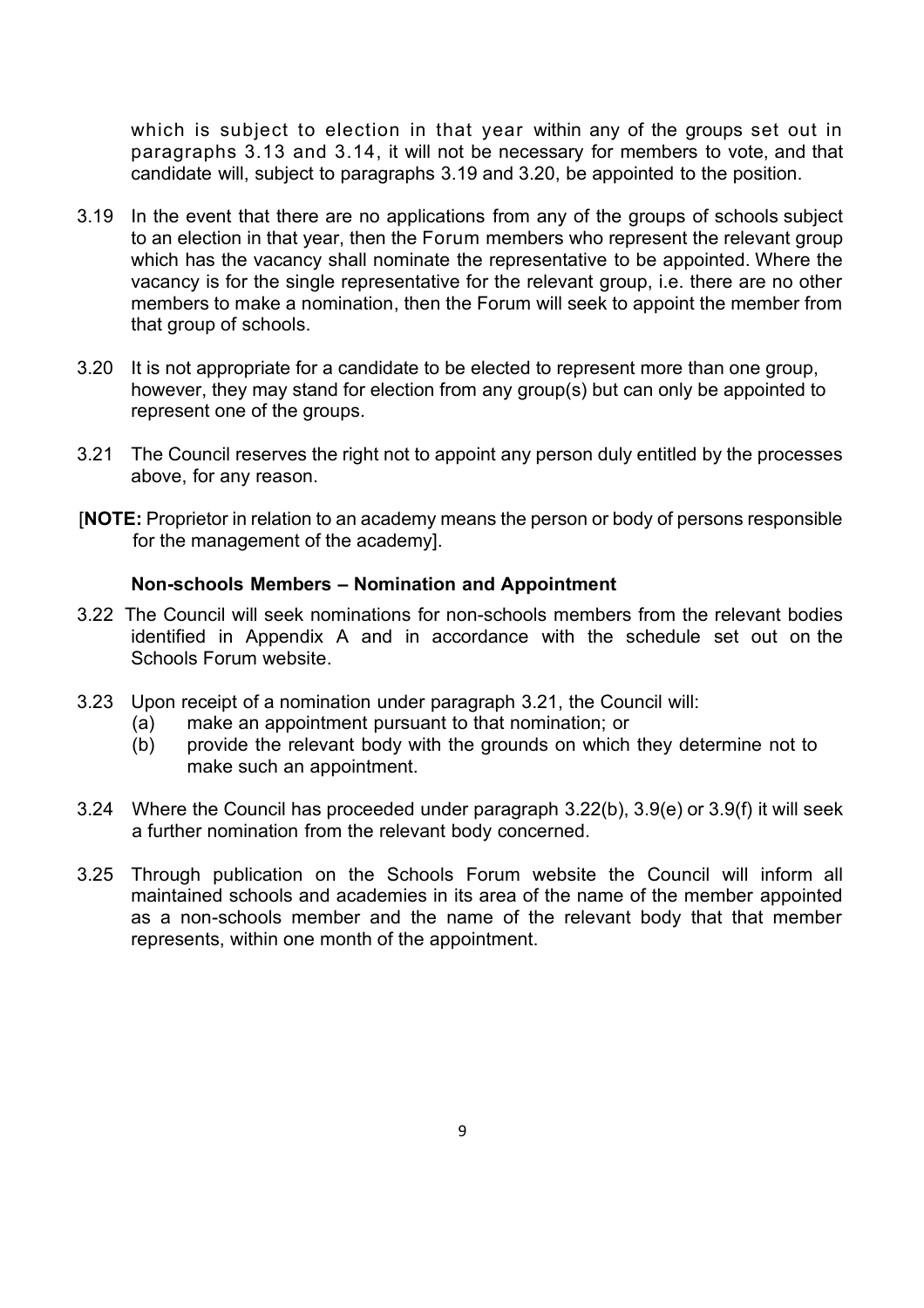which is subject to election in that year within any of the groups set out in paragraphs 3.13 and 3.14, it will not be necessary for members to vote, and that candidate will, subject to paragraphs 3.19 and 3.20, be appointed to the position.

3.19 In the event that there are no applications from any of the groups of schools subject to an election in that year, then the Forum members who represent the relevant group which has the vacancy shall nominate the representative to be appointed. Where the vacancy is for the single representative for the relevant group, i.e. there are no other members to make a nomination, then the Forum will seek to appoint the member from that group of schools.

3.20 It is not appropriate for a candidate to be elected to represent more than one group, however, they may stand for election from any group(s) but can only be appointed to represent one of the groups.

3.21 The Council reserves the right not to appoint any person duly entitled by the processes above, for any reason.

[**NOTE:** Proprietor in relation to an academy means the person or body of persons responsible for the management of the academy].

### Non-schools Members – Nomination and Appointment

3.22 The Council will seek nominations for non-schools members from the relevant bodies identified in Appendix A and in accordance with the schedule set out on the Schools Forum website.

3.23 Upon receipt of a nomination under paragraph 3.21, the Council will:

(a) make an appointment pursuant to that nomination; or

(b) provide the relevant body with the grounds on which they determine not to make such an appointment.

3.24 Where the Council has proceeded under paragraph 3.22(b), 3.9(e) or 3.9(f) it will seek a further nomination from the relevant body concerned.

3.25 Through publication on the Schools Forum website the Council will inform all maintained schools and academies in its area of the name of the member appointed as a non-schools member and the name of the relevant body that that member represents, within one month of the appointment.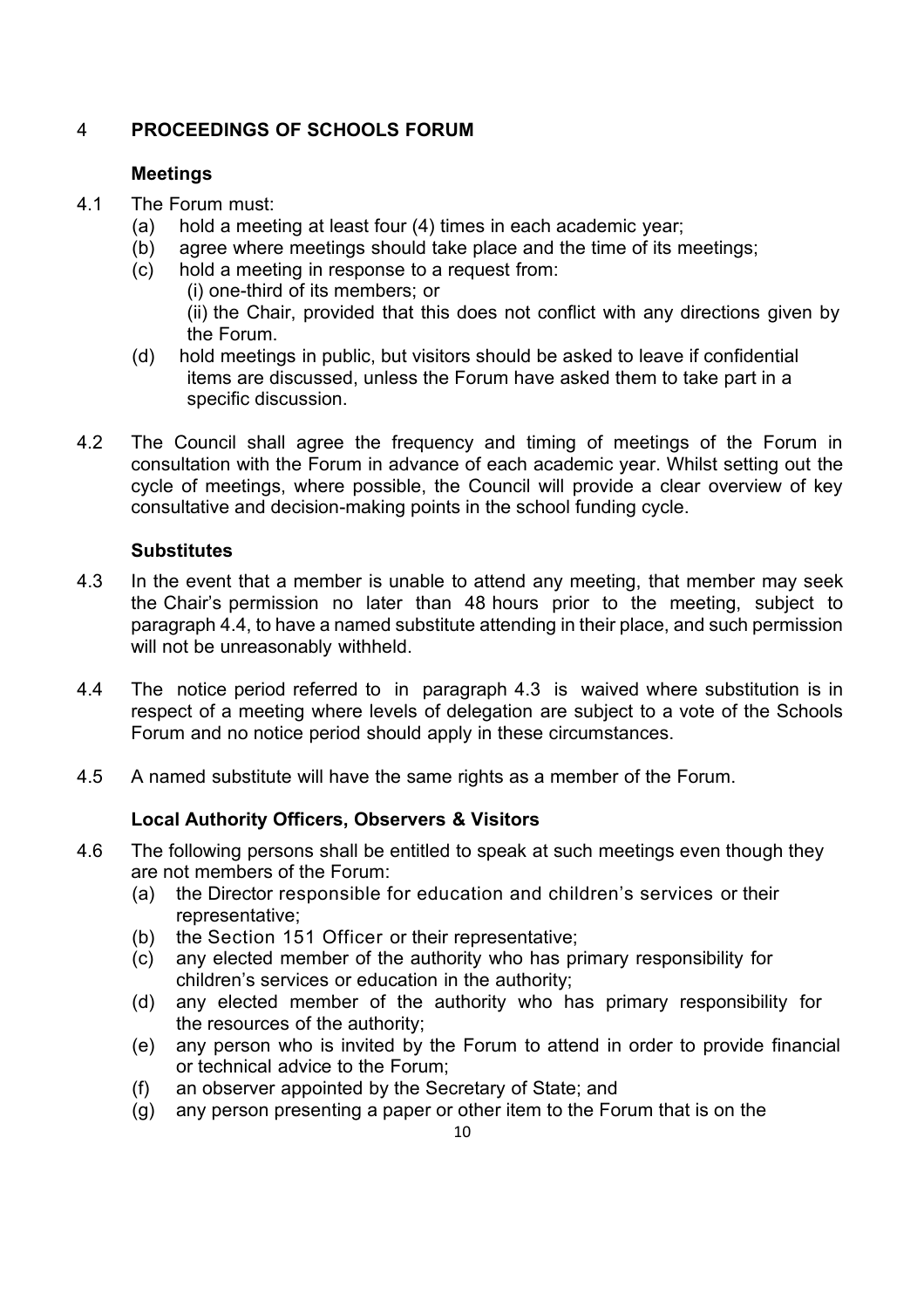## 4 PROCEEDINGS OF SCHOOLS FORUM

### Meetings

4.1 The Forum must:

(a) hold a meeting at least four (4) times in each academic year;

(b) agree where meetings should take place and the time of its meetings;

(c) hold a meeting in response to a request from:

(i) one-third of its members; or

(ii) the Chair, provided that this does not conflict with any directions given by the Forum.

(d) hold meetings in public, but visitors should be asked to leave if confidential items are discussed, unless the Forum have asked them to take part in a specific discussion.

4.2 The Council shall agree the frequency and timing of meetings of the Forum in consultation with the Forum in advance of each academic year. Whilst setting out the cycle of meetings, where possible, the Council will provide a clear overview of key consultative and decision-making points in the school funding cycle.

### Substitutes

4.3 In the event that a member is unable to attend any meeting, that member may seek the Chair's permission no later than 48 hours prior to the meeting, subject to paragraph 4.4, to have a named substitute attending in their place, and such permission will not be unreasonably withheld.

4.4 The notice period referred to in paragraph 4.3 is waived where substitution is in respect of a meeting where levels of delegation are subject to a vote of the Schools Forum and no notice period should apply in these circumstances.

4.5 A named substitute will have the same rights as a member of the Forum.

### Local Authority Officers, Observers & Visitors

4.6 The following persons shall be entitled to speak at such meetings even though they are not members of the Forum:

(a) the Director responsible for education and children's services or their representative;

(b) the Section 151 Officer or their representative;

(c) any elected member of the authority who has primary responsibility for children's services or education in the authority;

(d) any elected member of the authority who has primary responsibility for the resources of the authority;

(e) any person who is invited by the Forum to attend in order to provide financial or technical advice to the Forum;

(f) an observer appointed by the Secretary of State; and

(g) any person presenting a paper or other item to the Forum that is on the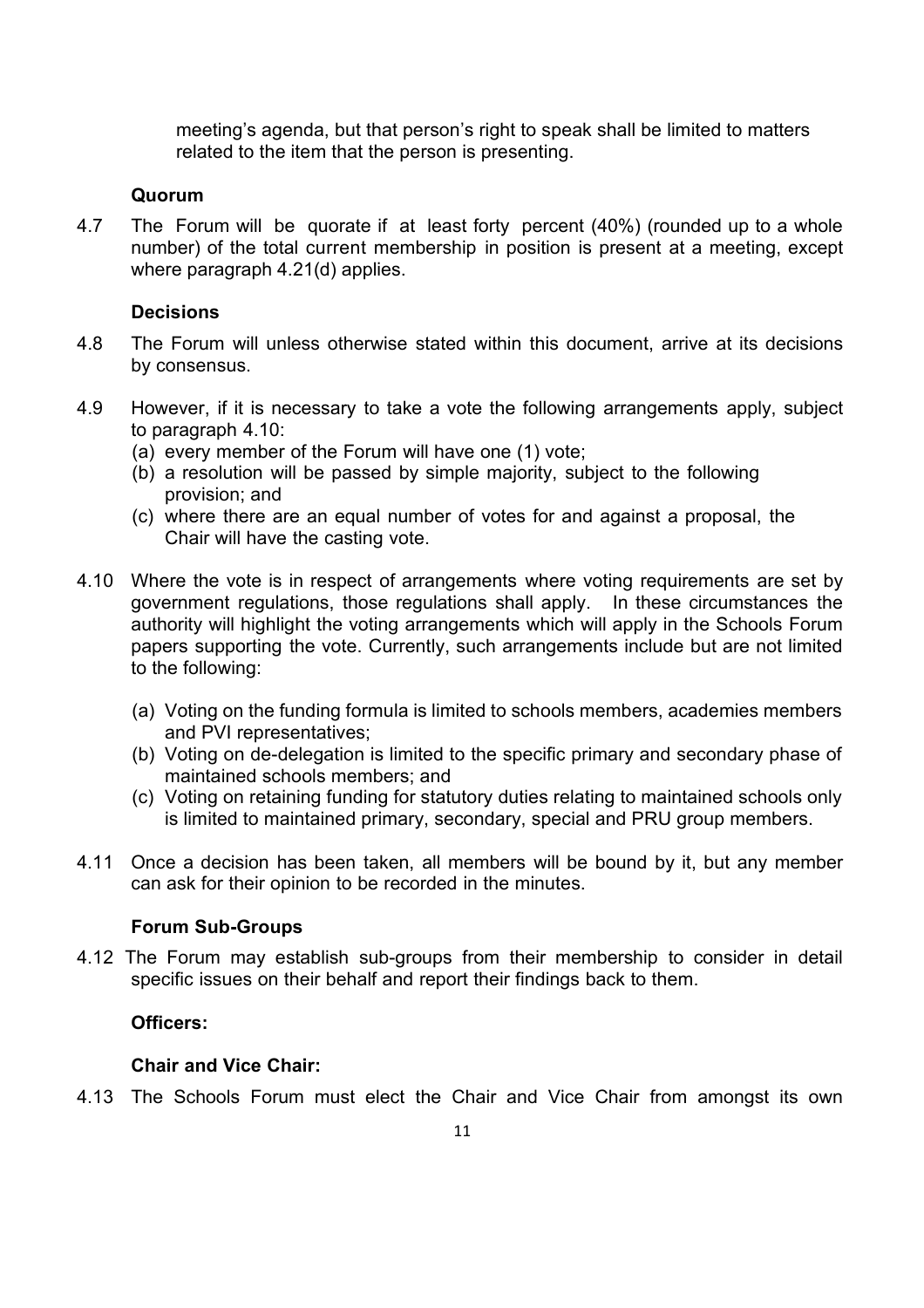meeting's agenda, but that person's right to speak shall be limited to matters related to the item that the person is presenting.

**Quorum**

4.7 The Forum will be quorate if at least forty percent (40%) (rounded up to a whole number) of the total current membership in position is present at a meeting, except where paragraph 4.21(d) applies.

**Decisions**

4.8 The Forum will unless otherwise stated within this document, arrive at its decisions by consensus.

4.9 However, if it is necessary to take a vote the following arrangements apply, subject to paragraph 4.10:

(a) every member of the Forum will have one (1) vote;
(b) a resolution will be passed by simple majority, subject to the following provision; and
(c) where there are an equal number of votes for and against a proposal, the Chair will have the casting vote.

4.10 Where the vote is in respect of arrangements where voting requirements are set by government regulations, those regulations shall apply. In these circumstances the authority will highlight the voting arrangements which will apply in the Schools Forum papers supporting the vote. Currently, such arrangements include but are not limited to the following:

(a) Voting on the funding formula is limited to schools members, academies members and PVI representatives;
(b) Voting on de-delegation is limited to the specific primary and secondary phase of maintained schools members; and
(c) Voting on retaining funding for statutory duties relating to maintained schools only is limited to maintained primary, secondary, special and PRU group members.

4.11 Once a decision has been taken, all members will be bound by it, but any member can ask for their opinion to be recorded in the minutes.

**Forum Sub-Groups**

4.12 The Forum may establish sub-groups from their membership to consider in detail specific issues on their behalf and report their findings back to them.

**Officers:**

**Chair and Vice Chair:**

4.13 The Schools Forum must elect the Chair and Vice Chair from amongst its own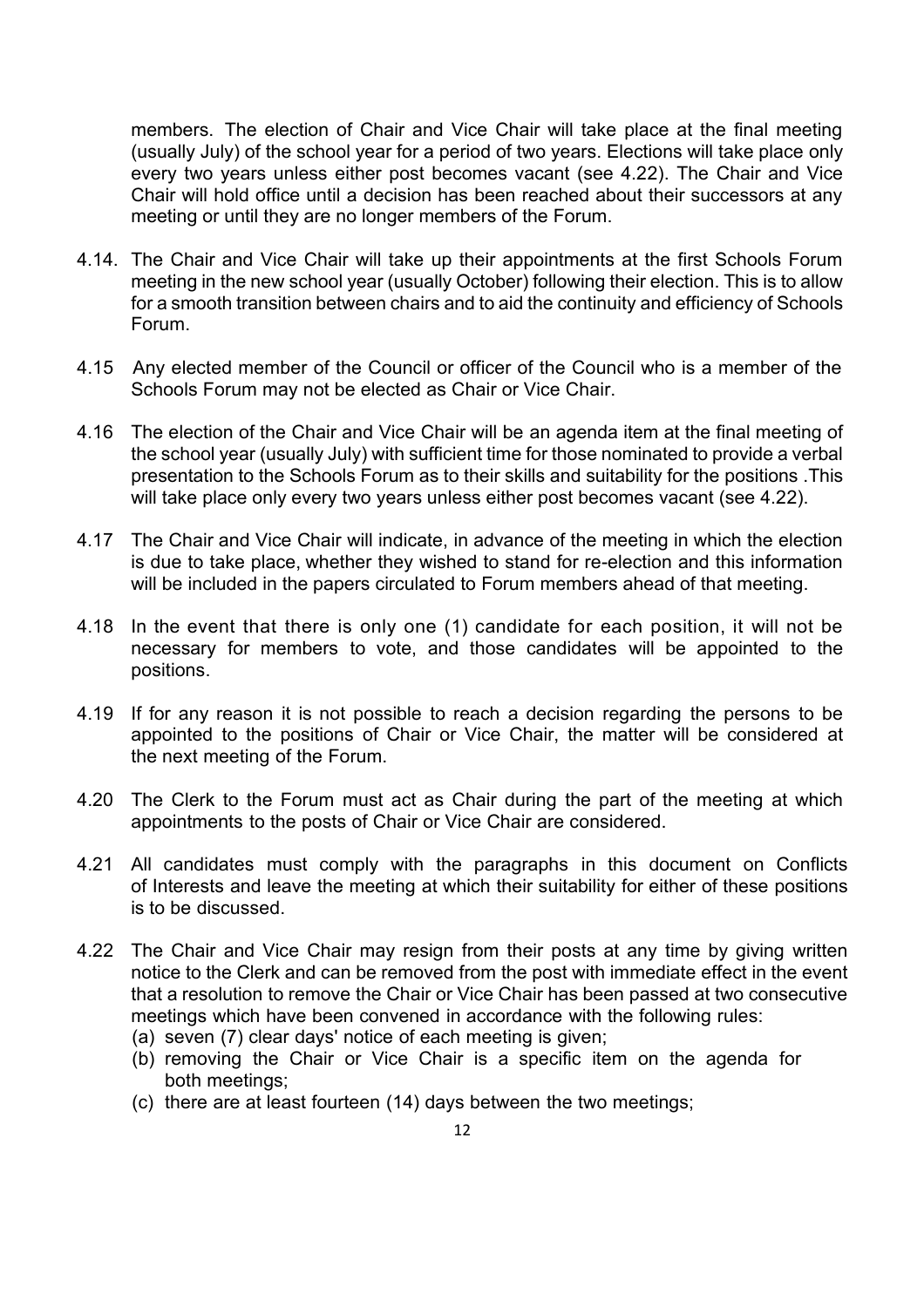members. The election of Chair and Vice Chair will take place at the final meeting (usually July) of the school year for a period of two years. Elections will take place only every two years unless either post becomes vacant (see 4.22). The Chair and Vice Chair will hold office until a decision has been reached about their successors at any meeting or until they are no longer members of the Forum.

4.14. The Chair and Vice Chair will take up their appointments at the first Schools Forum meeting in the new school year (usually October) following their election. This is to allow for a smooth transition between chairs and to aid the continuity and efficiency of Schools Forum.

4.15 Any elected member of the Council or officer of the Council who is a member of the Schools Forum may not be elected as Chair or Vice Chair.

4.16 The election of the Chair and Vice Chair will be an agenda item at the final meeting of the school year (usually July) with sufficient time for those nominated to provide a verbal presentation to the Schools Forum as to their skills and suitability for the positions .This will take place only every two years unless either post becomes vacant (see 4.22).

4.17 The Chair and Vice Chair will indicate, in advance of the meeting in which the election is due to take place, whether they wished to stand for re-election and this information will be included in the papers circulated to Forum members ahead of that meeting.

4.18 In the event that there is only one (1) candidate for each position, it will not be necessary for members to vote, and those candidates will be appointed to the positions.

4.19 If for any reason it is not possible to reach a decision regarding the persons to be appointed to the positions of Chair or Vice Chair, the matter will be considered at the next meeting of the Forum.

4.20 The Clerk to the Forum must act as Chair during the part of the meeting at which appointments to the posts of Chair or Vice Chair are considered.

4.21 All candidates must comply with the paragraphs in this document on Conflicts of Interests and leave the meeting at which their suitability for either of these positions is to be discussed.

4.22 The Chair and Vice Chair may resign from their posts at any time by giving written notice to the Clerk and can be removed from the post with immediate effect in the event that a resolution to remove the Chair or Vice Chair has been passed at two consecutive meetings which have been convened in accordance with the following rules:

(a) seven (7) clear days' notice of each meeting is given;
(b) removing the Chair or Vice Chair is a specific item on the agenda for both meetings;
(c) there are at least fourteen (14) days between the two meetings;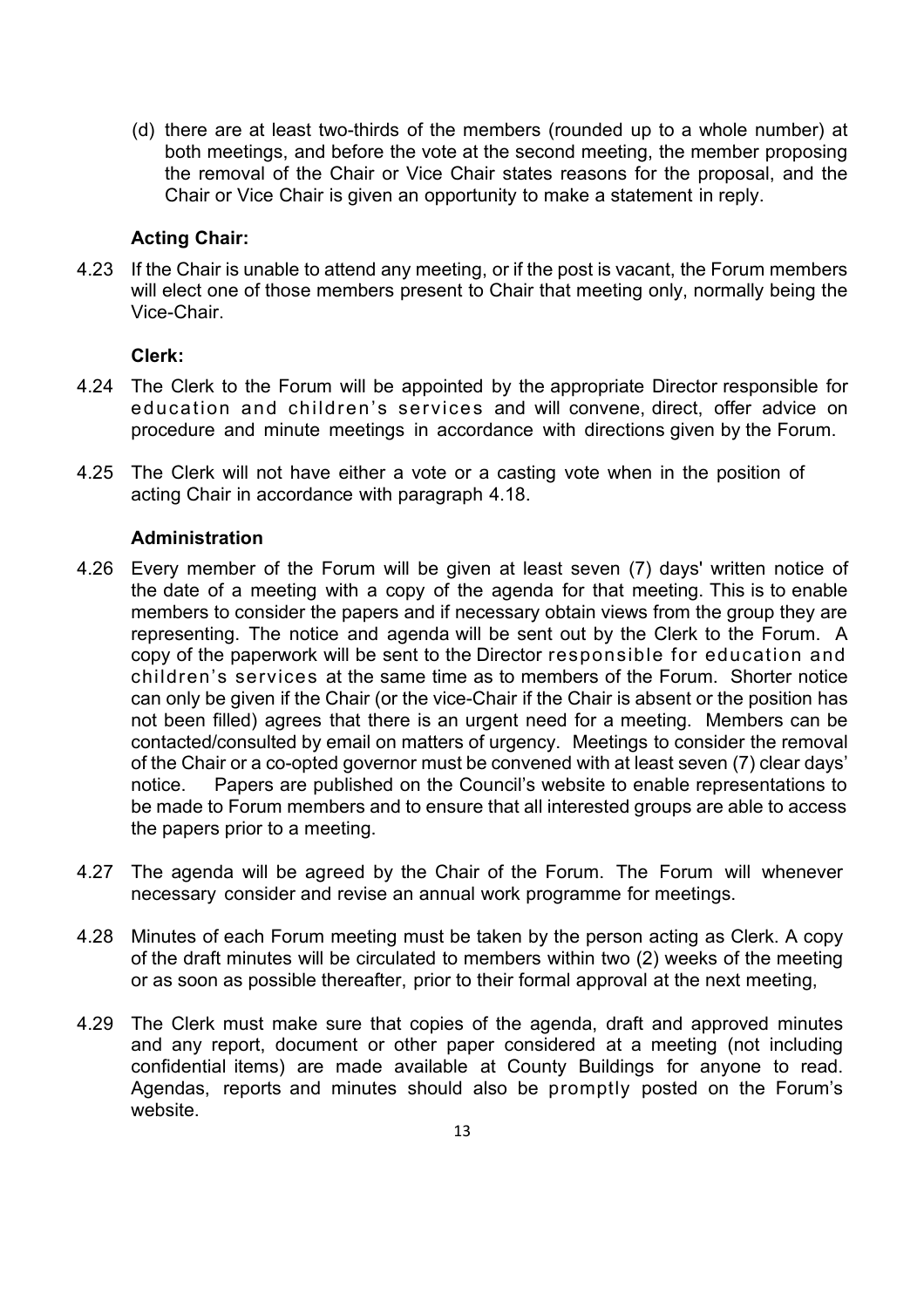(d) there are at least two-thirds of the members (rounded up to a whole number) at both meetings, and before the vote at the second meeting, the member proposing the removal of the Chair or Vice Chair states reasons for the proposal, and the Chair or Vice Chair is given an opportunity to make a statement in reply.

**Acting Chair:**

4.23 If the Chair is unable to attend any meeting, or if the post is vacant, the Forum members will elect one of those members present to Chair that meeting only, normally being the Vice-Chair.

**Clerk:**

4.24 The Clerk to the Forum will be appointed by the appropriate Director responsible for education and children's services and will convene, direct, offer advice on procedure and minute meetings in accordance with directions given by the Forum.

4.25 The Clerk will not have either a vote or a casting vote when in the position of acting Chair in accordance with paragraph 4.18.

**Administration**

4.26 Every member of the Forum will be given at least seven (7) days' written notice of the date of a meeting with a copy of the agenda for that meeting. This is to enable members to consider the papers and if necessary obtain views from the group they are representing. The notice and agenda will be sent out by the Clerk to the Forum. A copy of the paperwork will be sent to the Director responsible for education and children's services at the same time as to members of the Forum. Shorter notice can only be given if the Chair (or the vice-Chair if the Chair is absent or the position has not been filled) agrees that there is an urgent need for a meeting. Members can be contacted/consulted by email on matters of urgency. Meetings to consider the removal of the Chair or a co-opted governor must be convened with at least seven (7) clear days' notice. Papers are published on the Council's website to enable representations to be made to Forum members and to ensure that all interested groups are able to access the papers prior to a meeting.

4.27 The agenda will be agreed by the Chair of the Forum. The Forum will whenever necessary consider and revise an annual work programme for meetings.

4.28 Minutes of each Forum meeting must be taken by the person acting as Clerk. A copy of the draft minutes will be circulated to members within two (2) weeks of the meeting or as soon as possible thereafter, prior to their formal approval at the next meeting,

4.29 The Clerk must make sure that copies of the agenda, draft and approved minutes and any report, document or other paper considered at a meeting (not including confidential items) are made available at County Buildings for anyone to read. Agendas, reports and minutes should also be promptly posted on the Forum's website.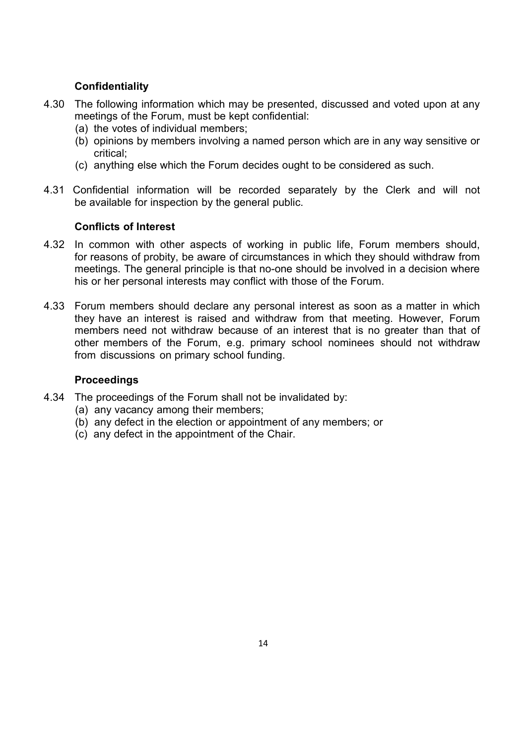### Confidentiality

4.30 The following information which may be presented, discussed and voted upon at any meetings of the Forum, must be kept confidential:
   (a) the votes of individual members;
   (b) opinions by members involving a named person which are in any way sensitive or critical;
   (c) anything else which the Forum decides ought to be considered as such.

4.31 Confidential information will be recorded separately by the Clerk and will not be available for inspection by the general public.

### Conflicts of Interest

4.32 In common with other aspects of working in public life, Forum members should, for reasons of probity, be aware of circumstances in which they should withdraw from meetings. The general principle is that no-one should be involved in a decision where his or her personal interests may conflict with those of the Forum.

4.33 Forum members should declare any personal interest as soon as a matter in which they have an interest is raised and withdraw from that meeting. However, Forum members need not withdraw because of an interest that is no greater than that of other members of the Forum, e.g. primary school nominees should not withdraw from discussions on primary school funding.

### Proceedings

4.34 The proceedings of the Forum shall not be invalidated by:
   (a) any vacancy among their members;
   (b) any defect in the election or appointment of any members; or
   (c) any defect in the appointment of the Chair.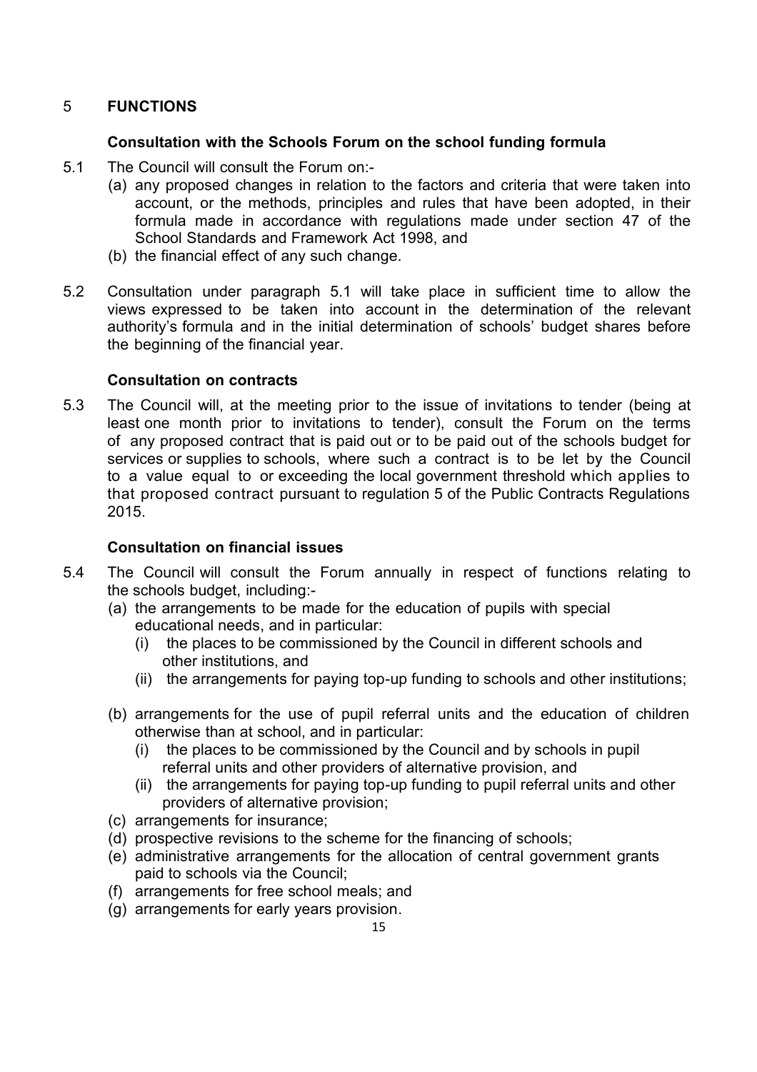## 5 FUNCTIONS

### Consultation with the Schools Forum on the school funding formula

5.1 The Council will consult the Forum on:-

(a) any proposed changes in relation to the factors and criteria that were taken into account, or the methods, principles and rules that have been adopted, in their formula made in accordance with regulations made under section 47 of the School Standards and Framework Act 1998, and

(b) the financial effect of any such change.

5.2 Consultation under paragraph 5.1 will take place in sufficient time to allow the views expressed to be taken into account in the determination of the relevant authority's formula and in the initial determination of schools' budget shares before the beginning of the financial year.

### Consultation on contracts

5.3 The Council will, at the meeting prior to the issue of invitations to tender (being at least one month prior to invitations to tender), consult the Forum on the terms of any proposed contract that is paid out or to be paid out of the schools budget for services or supplies to schools, where such a contract is to be let by the Council to a value equal to or exceeding the local government threshold which applies to that proposed contract pursuant to regulation 5 of the Public Contracts Regulations 2015.

### Consultation on financial issues

5.4 The Council will consult the Forum annually in respect of functions relating to the schools budget, including:-

(a) the arrangements to be made for the education of pupils with special educational needs, and in particular:
   - (i) the places to be commissioned by the Council in different schools and other institutions, and
   - (ii) the arrangements for paying top-up funding to schools and other institutions;

(b) arrangements for the use of pupil referral units and the education of children otherwise than at school, and in particular:
   - (i) the places to be commissioned by the Council and by schools in pupil referral units and other providers of alternative provision, and
   - (ii) the arrangements for paying top-up funding to pupil referral units and other providers of alternative provision;

(c) arrangements for insurance;

(d) prospective revisions to the scheme for the financing of schools;

(e) administrative arrangements for the allocation of central government grants paid to schools via the Council;

(f) arrangements for free school meals; and

(g) arrangements for early years provision.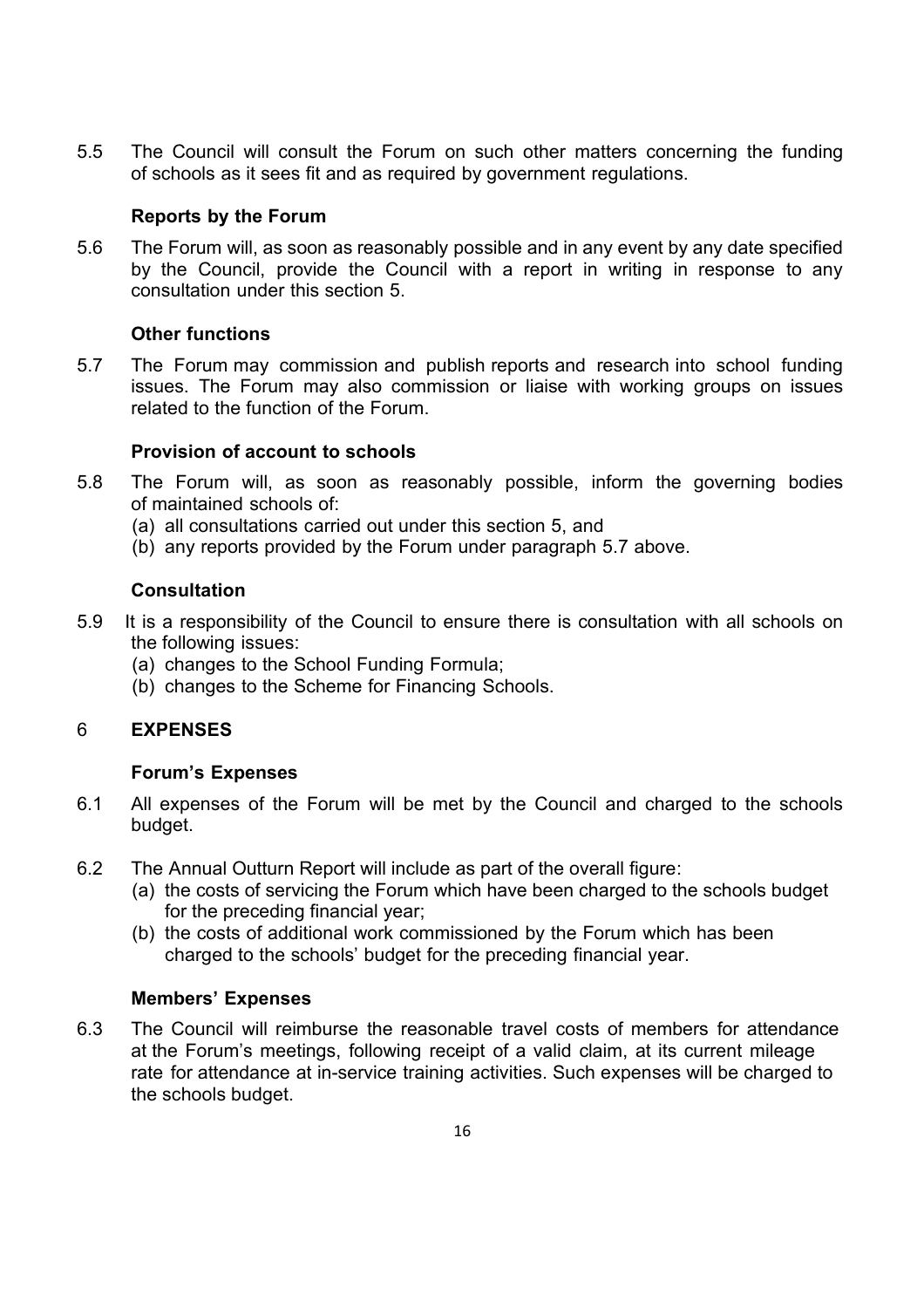5.5 The Council will consult the Forum on such other matters concerning the funding of schools as it sees fit and as required by government regulations.

**Reports by the Forum**

5.6 The Forum will, as soon as reasonably possible and in any event by any date specified by the Council, provide the Council with a report in writing in response to any consultation under this section 5.

**Other functions**

5.7 The Forum may commission and publish reports and research into school funding issues. The Forum may also commission or liaise with working groups on issues related to the function of the Forum.

**Provision of account to schools**

5.8 The Forum will, as soon as reasonably possible, inform the governing bodies of maintained schools of:
   (a) all consultations carried out under this section 5, and
   (b) any reports provided by the Forum under paragraph 5.7 above.

**Consultation**

5.9 It is a responsibility of the Council to ensure there is consultation with all schools on the following issues:
   (a) changes to the School Funding Formula;
   (b) changes to the Scheme for Financing Schools.

## 6 EXPENSES

**Forum's Expenses**

6.1 All expenses of the Forum will be met by the Council and charged to the schools budget.

6.2 The Annual Outturn Report will include as part of the overall figure:
   (a) the costs of servicing the Forum which have been charged to the schools budget for the preceding financial year;
   (b) the costs of additional work commissioned by the Forum which has been charged to the schools' budget for the preceding financial year.

**Members' Expenses**

6.3 The Council will reimburse the reasonable travel costs of members for attendance at the Forum's meetings, following receipt of a valid claim, at its current mileage rate for attendance at in-service training activities. Such expenses will be charged to the schools budget.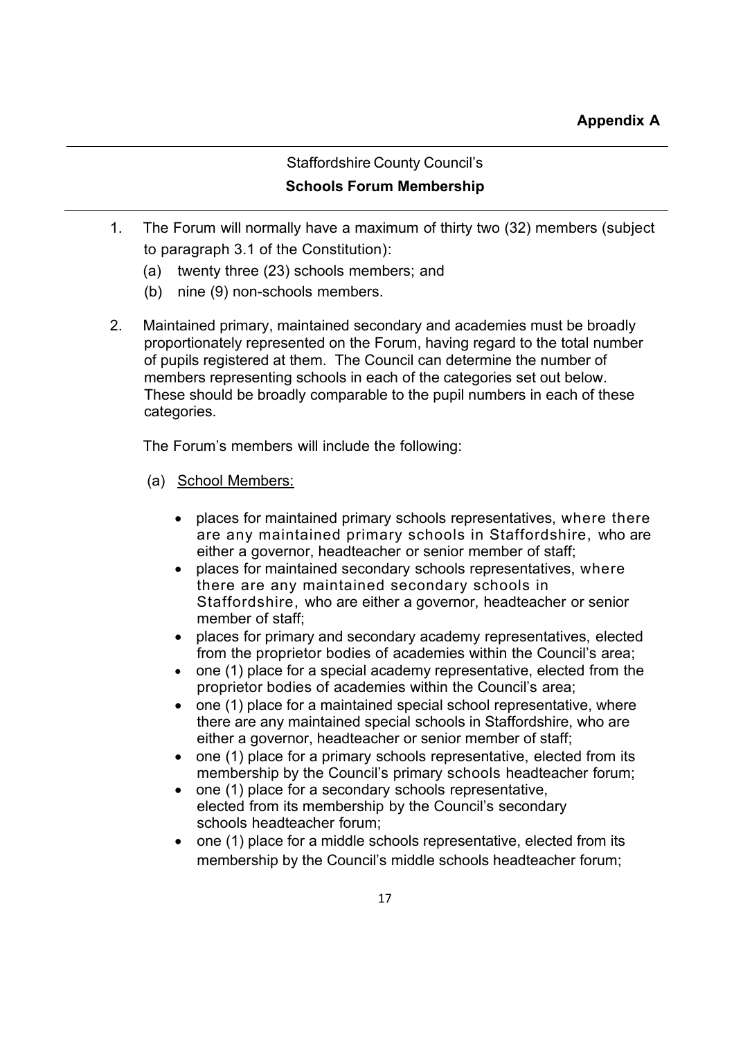**Appendix A**

---

Staffordshire County Council's

**Schools Forum Membership**

---

1. The Forum will normally have a maximum of thirty two (32) members (subject to paragraph 3.1 of the Constitution):
   (a) twenty three (23) schools members; and
   (b) nine (9) non-schools members.

2. Maintained primary, maintained secondary and academies must be broadly proportionately represented on the Forum, having regard to the total number of pupils registered at them. The Council can determine the number of members representing schools in each of the categories set out below. These should be broadly comparable to the pupil numbers in each of these categories.

   The Forum's members will include the following:

   (a) <u>School Members:</u>

   - places for maintained primary schools representatives, where there are any maintained primary schools in Staffordshire, who are either a governor, headteacher or senior member of staff;
   - places for maintained secondary schools representatives, where there are any maintained secondary schools in Staffordshire, who are either a governor, headteacher or senior member of staff;
   - places for primary and secondary academy representatives, elected from the proprietor bodies of academies within the Council's area;
   - one (1) place for a special academy representative, elected from the proprietor bodies of academies within the Council's area;
   - one (1) place for a maintained special school representative, where there are any maintained special schools in Staffordshire, who are either a governor, headteacher or senior member of staff;
   - one (1) place for a primary schools representative, elected from its membership by the Council's primary schools headteacher forum;
   - one (1) place for a secondary schools representative, elected from its membership by the Council's secondary schools headteacher forum;
   - one (1) place for a middle schools representative, elected from its membership by the Council's middle schools headteacher forum;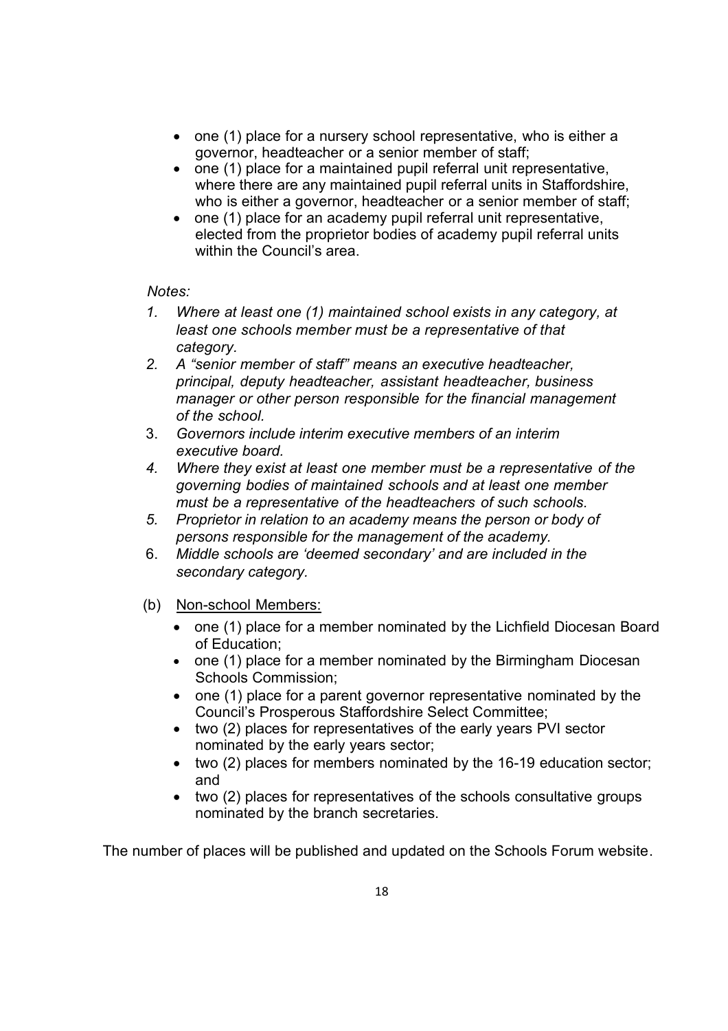- one (1) place for a nursery school representative, who is either a governor, headteacher or a senior member of staff;
- one (1) place for a maintained pupil referral unit representative, where there are any maintained pupil referral units in Staffordshire, who is either a governor, headteacher or a senior member of staff;
- one (1) place for an academy pupil referral unit representative, elected from the proprietor bodies of academy pupil referral units within the Council's area.

*Notes:*

1. *Where at least one (1) maintained school exists in any category, at least one schools member must be a representative of that category.*
2. *A "senior member of staff" means an executive headteacher, principal, deputy headteacher, assistant headteacher, business manager or other person responsible for the financial management of the school.*
3. *Governors include interim executive members of an interim executive board.*
4. *Where they exist at least one member must be a representative of the governing bodies of maintained schools and at least one member must be a representative of the headteachers of such schools.*
5. *Proprietor in relation to an academy means the person or body of persons responsible for the management of the academy.*
6. *Middle schools are 'deemed secondary' and are included in the secondary category.*

(b) Non-school Members:

- one (1) place for a member nominated by the Lichfield Diocesan Board of Education;
- one (1) place for a member nominated by the Birmingham Diocesan Schools Commission;
- one (1) place for a parent governor representative nominated by the Council's Prosperous Staffordshire Select Committee;
- two (2) places for representatives of the early years PVI sector nominated by the early years sector;
- two (2) places for members nominated by the 16-19 education sector; and
- two (2) places for representatives of the schools consultative groups nominated by the branch secretaries.

The number of places will be published and updated on the Schools Forum website.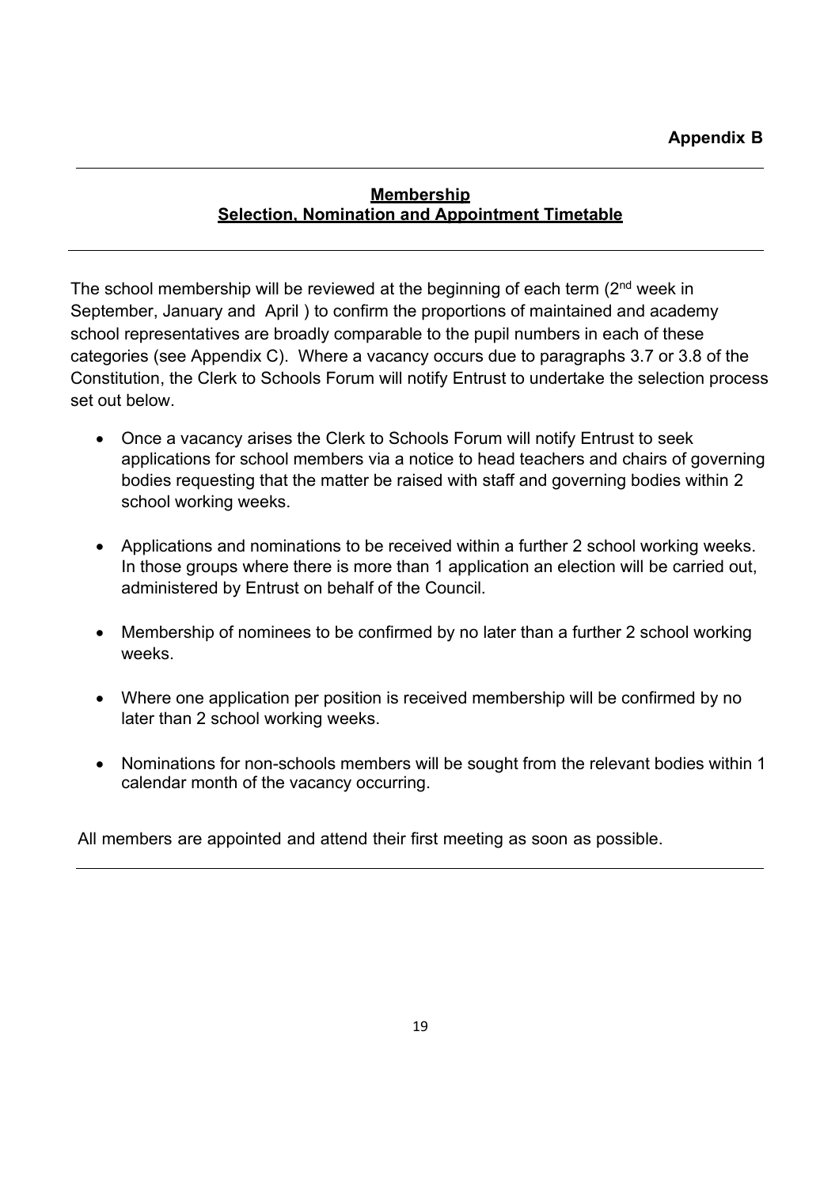**Appendix B**

---

## Membership
## Selection, Nomination and Appointment Timetable

---

The school membership will be reviewed at the beginning of each term (2nd week in September, January and April ) to confirm the proportions of maintained and academy school representatives are broadly comparable to the pupil numbers in each of these categories (see Appendix C). Where a vacancy occurs due to paragraphs 3.7 or 3.8 of the Constitution, the Clerk to Schools Forum will notify Entrust to undertake the selection process set out below.

- Once a vacancy arises the Clerk to Schools Forum will notify Entrust to seek applications for school members via a notice to head teachers and chairs of governing bodies requesting that the matter be raised with staff and governing bodies within 2 school working weeks.
- Applications and nominations to be received within a further 2 school working weeks. In those groups where there is more than 1 application an election will be carried out, administered by Entrust on behalf of the Council.
- Membership of nominees to be confirmed by no later than a further 2 school working weeks.
- Where one application per position is received membership will be confirmed by no later than 2 school working weeks.
- Nominations for non-schools members will be sought from the relevant bodies within 1 calendar month of the vacancy occurring.

All members are appointed and attend their first meeting as soon as possible.

---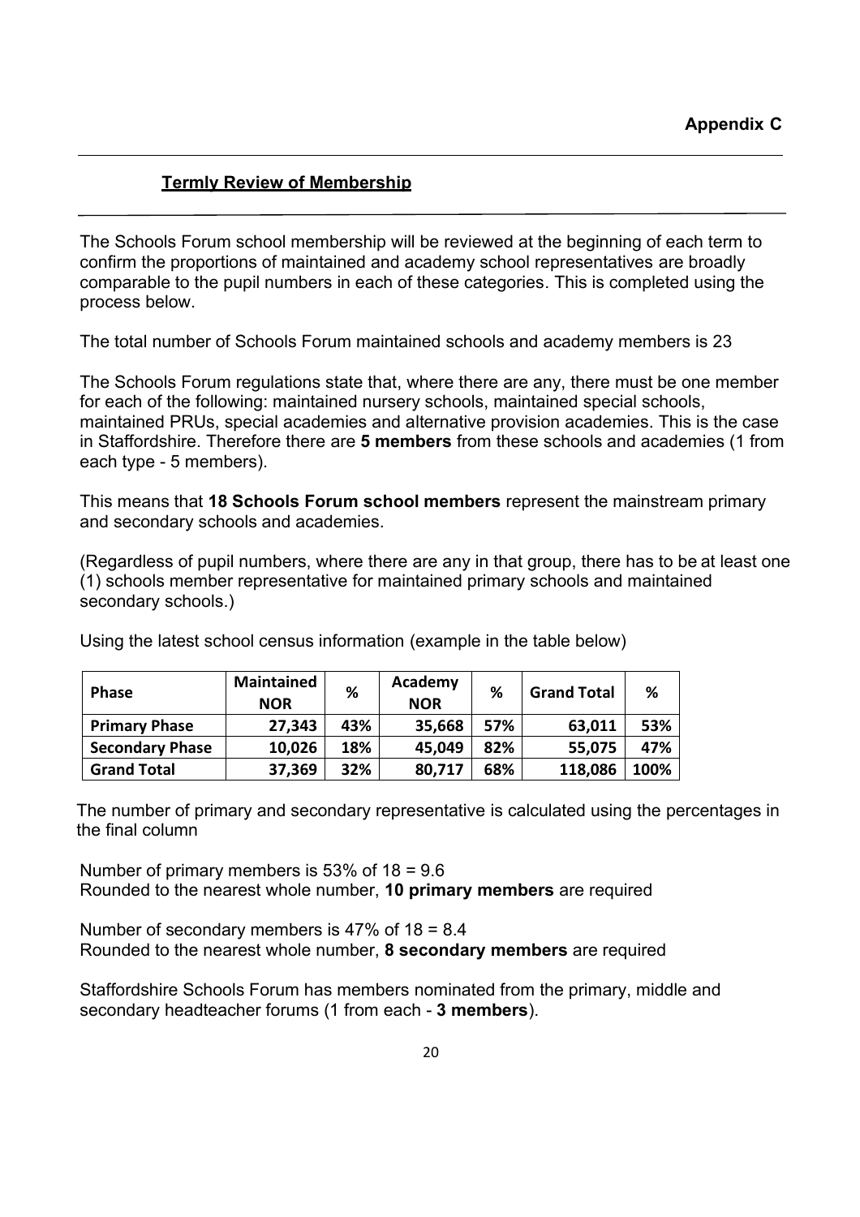**Appendix C**

## Termly Review of Membership

The Schools Forum school membership will be reviewed at the beginning of each term to confirm the proportions of maintained and academy school representatives are broadly comparable to the pupil numbers in each of these categories. This is completed using the process below.

The total number of Schools Forum maintained schools and academy members is 23

The Schools Forum regulations state that, where there are any, there must be one member for each of the following: maintained nursery schools, maintained special schools, maintained PRUs, special academies and alternative provision academies. This is the case in Staffordshire. Therefore there are **5 members** from these schools and academies (1 from each type - 5 members).

This means that **18 Schools Forum school members** represent the mainstream primary and secondary schools and academies.

(Regardless of pupil numbers, where there are any in that group, there has to be at least one (1) schools member representative for maintained primary schools and maintained secondary schools.)

Using the latest school census information (example in the table below)

| Phase | Maintained NOR | % | Academy NOR | % | Grand Total | % |
|---|---|---|---|---|---|---|
| **Primary Phase** | **27,343** | **43%** | **35,668** | **57%** | **63,011** | **53%** |
| **Secondary Phase** | **10,026** | **18%** | **45,049** | **82%** | **55,075** | **47%** |
| **Grand Total** | **37,369** | **32%** | **80,717** | **68%** | **118,086** | **100%** |

The number of primary and secondary representative is calculated using the percentages in the final column

Number of primary members is 53% of 18 = 9.6
Rounded to the nearest whole number, **10 primary members** are required

Number of secondary members is 47% of 18 = 8.4
Rounded to the nearest whole number, **8 secondary members** are required

Staffordshire Schools Forum has members nominated from the primary, middle and secondary headteacher forums (1 from each - **3 members**).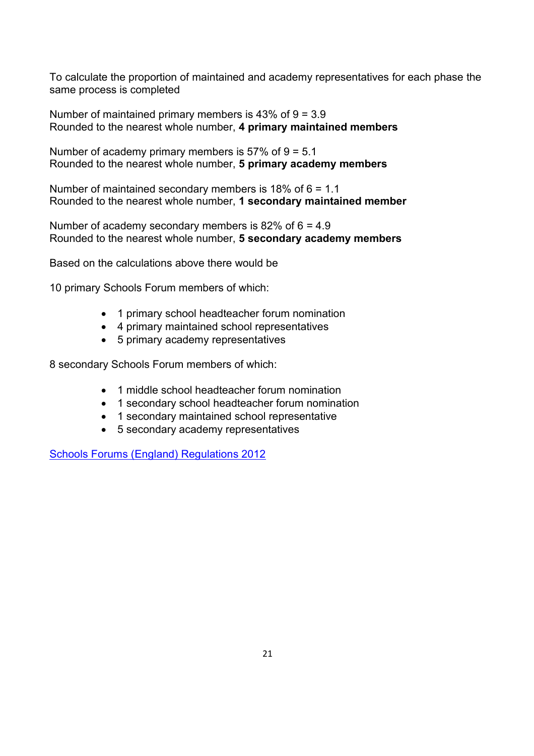To calculate the proportion of maintained and academy representatives for each phase the same process is completed

Number of maintained primary members is 43% of 9 = 3.9
Rounded to the nearest whole number, **4 primary maintained members**

Number of academy primary members is 57% of 9 = 5.1
Rounded to the nearest whole number, **5 primary academy members**

Number of maintained secondary members is 18% of 6 = 1.1
Rounded to the nearest whole number, **1 secondary maintained member**

Number of academy secondary members is 82% of 6 = 4.9
Rounded to the nearest whole number, **5 secondary academy members**

Based on the calculations above there would be

10 primary Schools Forum members of which:

- 1 primary school headteacher forum nomination
- 4 primary maintained school representatives
- 5 primary academy representatives

8 secondary Schools Forum members of which:

- 1 middle school headteacher forum nomination
- 1 secondary school headteacher forum nomination
- 1 secondary maintained school representative
- 5 secondary academy representatives

Schools Forums (England) Regulations 2012